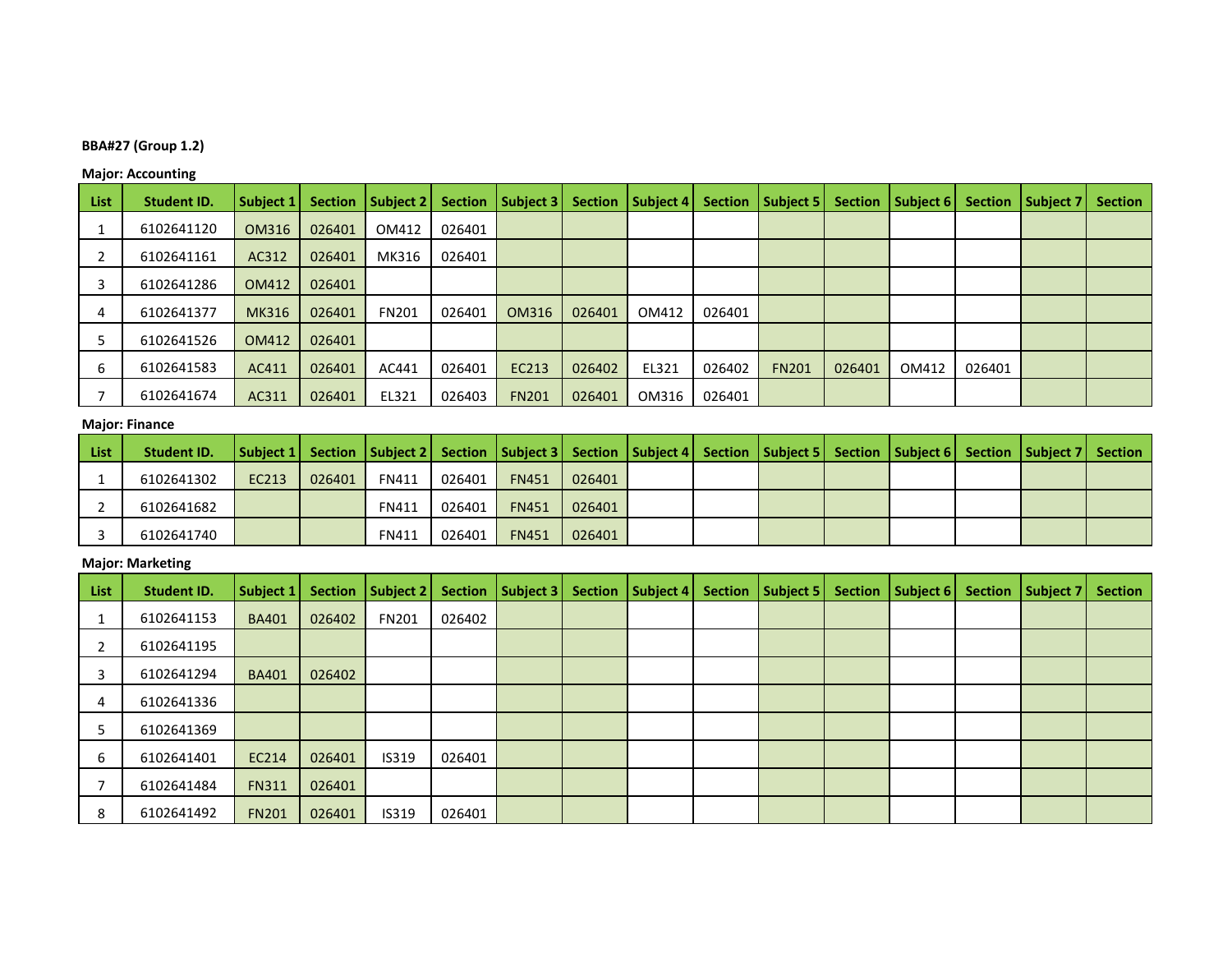**BBA#27 (Group 1.2)**

**Major: Accounting**

| List | Student ID. | Subject 1 | Section | Subject 2 | Section | Subject 3 | Section | Subject 4 | Section | Subject 5 | Section | Subject 6 | Section | Subject 7 | Section |
|---|---|---|---|---|---|---|---|---|---|---|---|---|---|---|---|
| 1 | 6102641120 | OM316 | 026401 | OM412 | 026401 | | | | | | | | | | |
| 2 | 6102641161 | AC312 | 026401 | MK316 | 026401 | | | | | | | | | | |
| 3 | 6102641286 | OM412 | 026401 | | | | | | | | | | | | |
| 4 | 6102641377 | MK316 | 026401 | FN201 | 026401 | OM316 | 026401 | OM412 | 026401 | | | | | | |
| 5 | 6102641526 | OM412 | 026401 | | | | | | | | | | | | |
| 6 | 6102641583 | AC411 | 026401 | AC441 | 026401 | EC213 | 026402 | EL321 | 026402 | FN201 | 026401 | OM412 | 026401 | | |
| 7 | 6102641674 | AC311 | 026401 | EL321 | 026403 | FN201 | 026401 | OM316 | 026401 | | | | | | |

**Major: Finance**

| List | Student ID. | Subject 1 | Section | Subject 2 | Section | Subject 3 | Section | Subject 4 | Section | Subject 5 | Section | Subject 6 | Section | Subject 7 | Section |
|---|---|---|---|---|---|---|---|---|---|---|---|---|---|---|---|
| 1 | 6102641302 | EC213 | 026401 | FN411 | 026401 | FN451 | 026401 | | | | | | | | |
| 2 | 6102641682 | | | FN411 | 026401 | FN451 | 026401 | | | | | | | | |
| 3 | 6102641740 | | | FN411 | 026401 | FN451 | 026401 | | | | | | | | |

**Major: Marketing**

| List | Student ID. | Subject 1 | Section | Subject 2 | Section | Subject 3 | Section | Subject 4 | Section | Subject 5 | Section | Subject 6 | Section | Subject 7 | Section |
|---|---|---|---|---|---|---|---|---|---|---|---|---|---|---|---|
| 1 | 6102641153 | BA401 | 026402 | FN201 | 026402 | | | | | | | | | | |
| 2 | 6102641195 | | | | | | | | | | | | | | |
| 3 | 6102641294 | BA401 | 026402 | | | | | | | | | | | | |
| 4 | 6102641336 | | | | | | | | | | | | | | |
| 5 | 6102641369 | | | | | | | | | | | | | | |
| 6 | 6102641401 | EC214 | 026401 | IS319 | 026401 | | | | | | | | | | |
| 7 | 6102641484 | FN311 | 026401 | | | | | | | | | | | | |
| 8 | 6102641492 | FN201 | 026401 | IS319 | 026401 | | | | | | | | | | |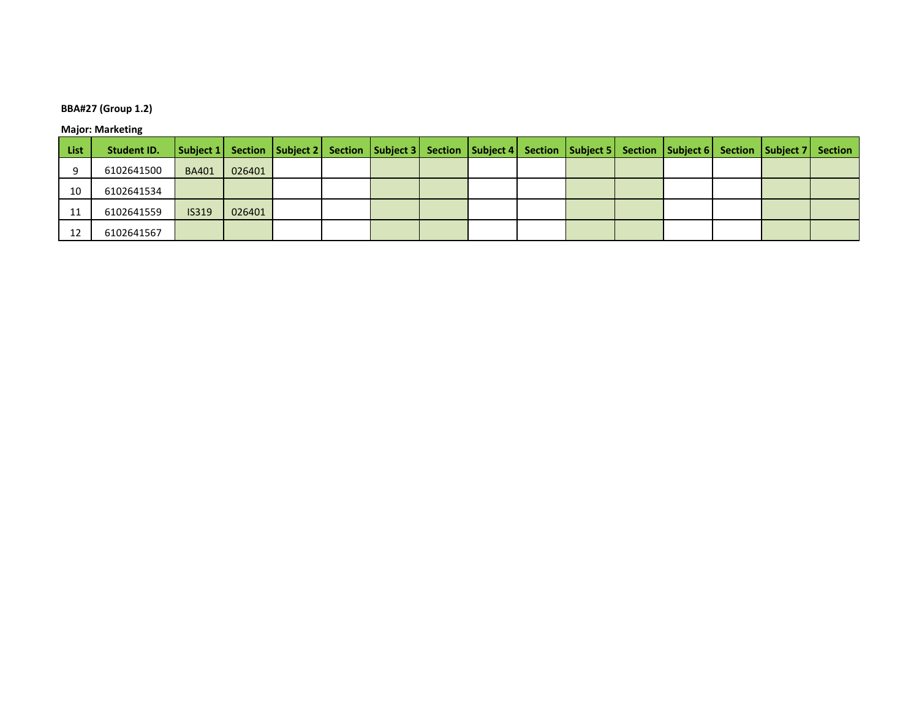**BBA#27 (Group 1.2)**

**Major: Marketing**

| List | Student ID. | Subject 1 | Section | Subject 2 | Section | Subject 3 | Section | Subject 4 | Section | Subject 5 | Section | Subject 6 | Section | Subject 7 | Section |
|---|---|---|---|---|---|---|---|---|---|---|---|---|---|---|---|
| 9 | 6102641500 | BA401 | 026401 | | | | | | | | | | | | |
| 10 | 6102641534 | | | | | | | | | | | | | | |
| 11 | 6102641559 | IS319 | 026401 | | | | | | | | | | | | |
| 12 | 6102641567 | | | | | | | | | | | | | | |